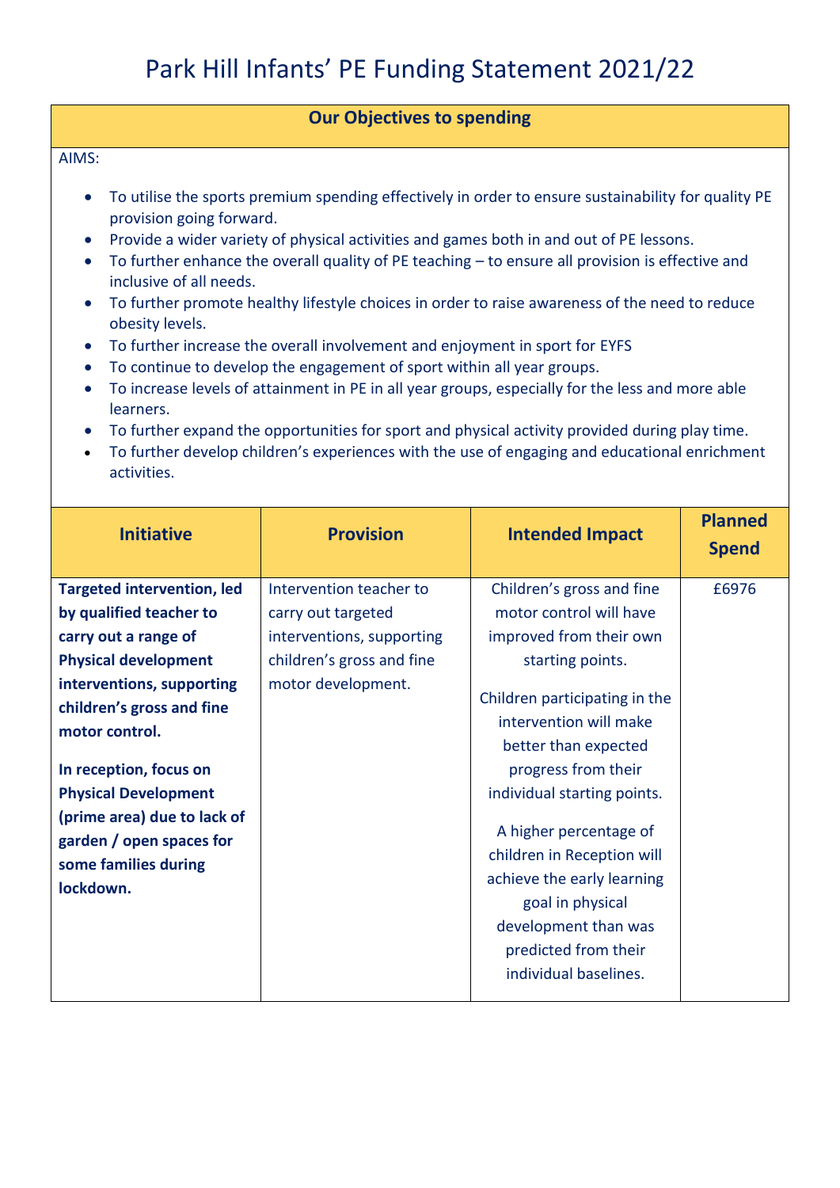# Park Hill Infants' PE Funding Statement 2021/22

**Our Objectives to spending**

AIMS:

- To utilise the sports premium spending effectively in order to ensure sustainability for quality PE provision going forward.
- Provide a wider variety of physical activities and games both in and out of PE lessons.
- To further enhance the overall quality of PE teaching – to ensure all provision is effective and inclusive of all needs.
- To further promote healthy lifestyle choices in order to raise awareness of the need to reduce obesity levels.
- To further increase the overall involvement and enjoyment in sport for EYFS
- To continue to develop the engagement of sport within all year groups.
- To increase levels of attainment in PE in all year groups, especially for the less and more able learners.
- To further expand the opportunities for sport and physical activity provided during play time.
- To further develop children's experiences with the use of engaging and educational enrichment activities.

| Initiative | Provision | Intended Impact | Planned Spend |
|---|---|---|---|
| **Targeted intervention, led by qualified teacher to carry out a range of Physical development interventions, supporting children's gross and fine motor control.**<br><br>**In reception, focus on Physical Development (prime area) due to lack of garden / open spaces for some families during lockdown.** | Intervention teacher to carry out targeted interventions, supporting children's gross and fine motor development. | Children's gross and fine motor control will have improved from their own starting points.<br><br>Children participating in the intervention will make better than expected progress from their individual starting points.<br><br>A higher percentage of children in Reception will achieve the early learning goal in physical development than was predicted from their individual baselines. | £6976 |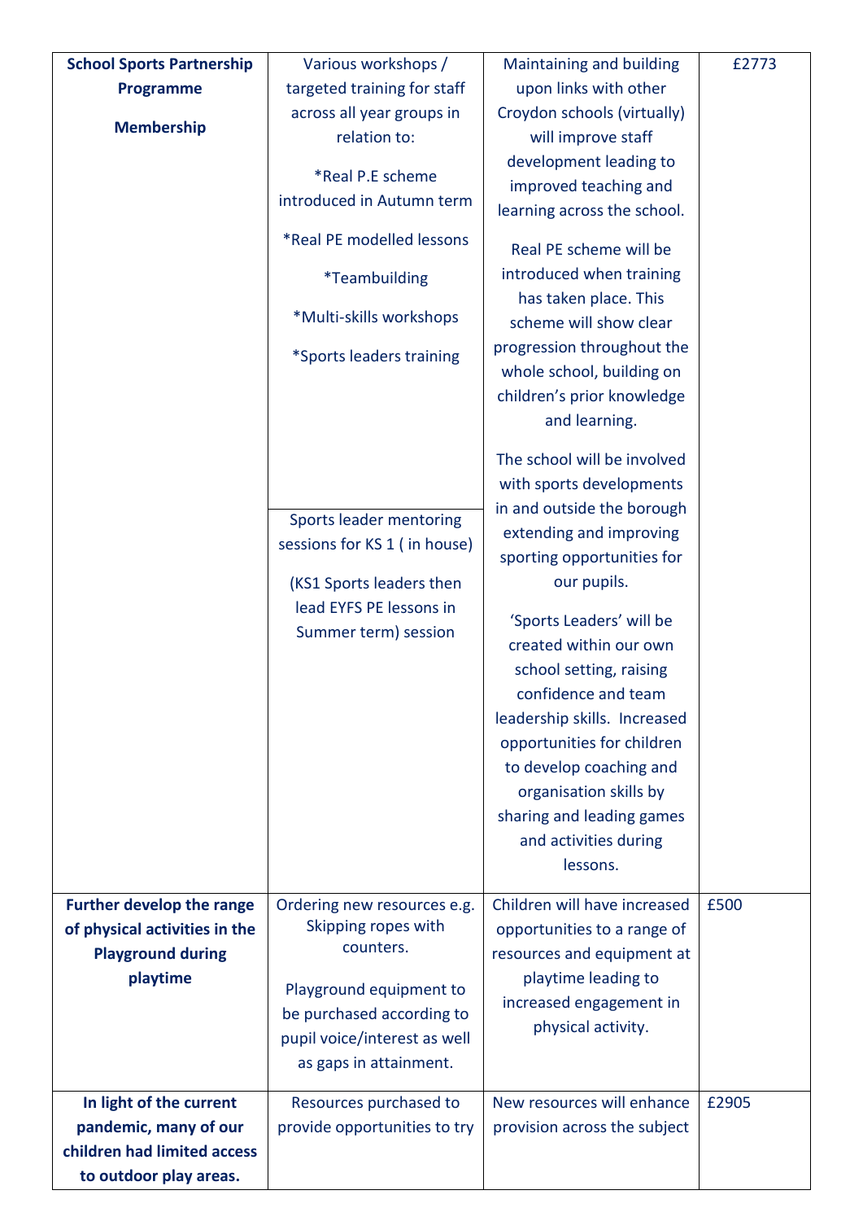| **School Sports Partnership Programme**<br><br>**Membership** | Various workshops / targeted training for staff across all year groups in relation to:<br><br>*Real P.E scheme introduced in Autumn term<br><br>*Real PE modelled lessons<br><br>*Teambuilding<br><br>*Multi-skills workshops<br><br>*Sports leaders training<br><br>Sports leader mentoring sessions for KS 1 ( in house)<br><br>(KS1 Sports leaders then lead EYFS PE lessons in Summer term) session | Maintaining and building upon links with other Croydon schools (virtually) will improve staff development leading to improved teaching and learning across the school.<br><br>Real PE scheme will be introduced when training has taken place. This scheme will show clear progression throughout the whole school, building on children's prior knowledge and learning.<br><br>The school will be involved with sports developments in and outside the borough extending and improving sporting opportunities for our pupils.<br><br>'Sports Leaders' will be created within our own school setting, raising confidence and team leadership skills. Increased opportunities for children to develop coaching and organisation skills by sharing and leading games and activities during lessons. | £2773 |
|---|---|---|---|
| **Further develop the range of physical activities in the Playground during playtime** | Ordering new resources e.g. Skipping ropes with counters.<br><br>Playground equipment to be purchased according to pupil voice/interest as well as gaps in attainment. | Children will have increased opportunities to a range of resources and equipment at playtime leading to increased engagement in physical activity. | £500 |
| **In light of the current pandemic, many of our children had limited access to outdoor play areas.** | Resources purchased to provide opportunities to try | New resources will enhance provision across the subject | £2905 |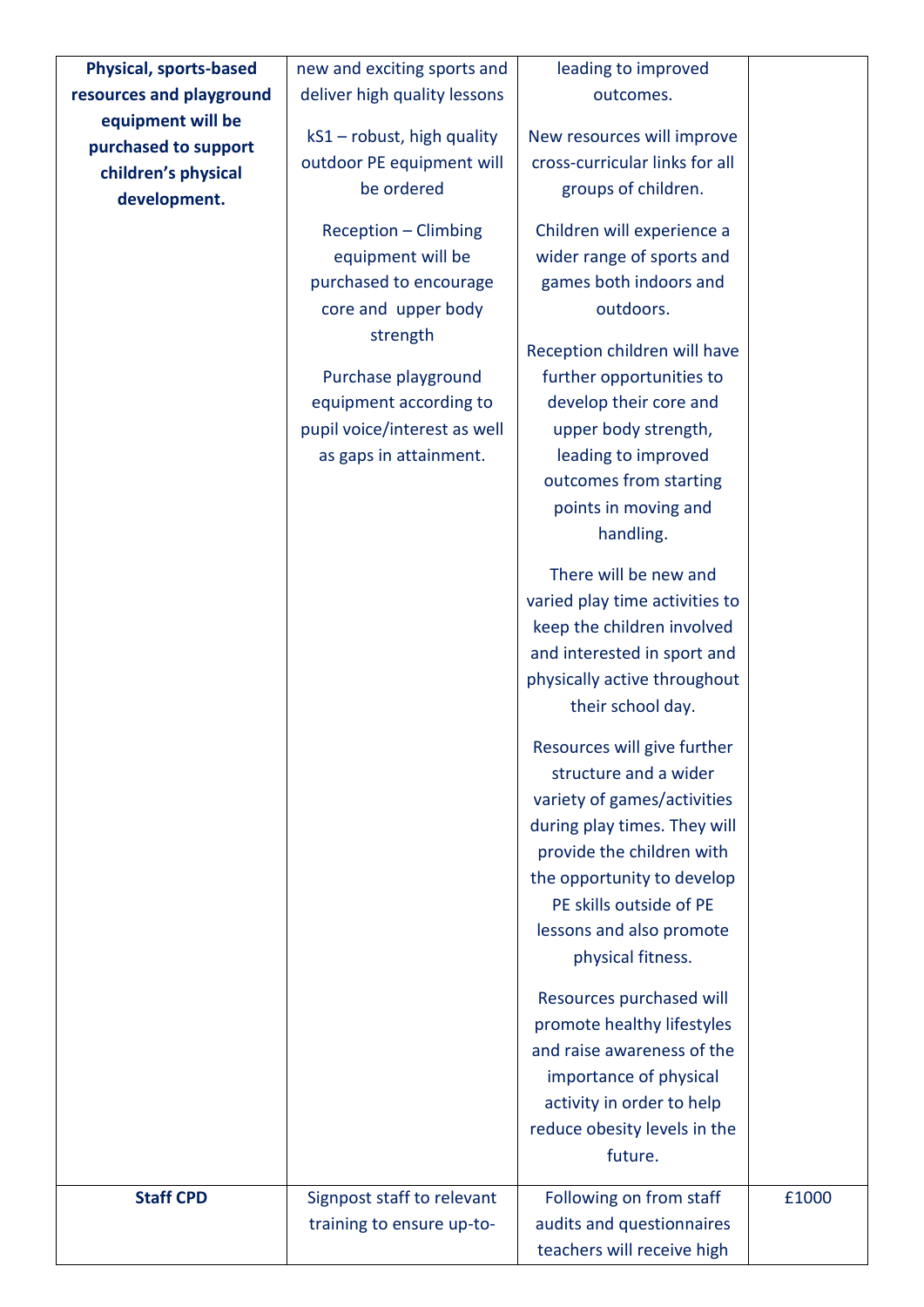| | | | |
|---|---|---|---|
| **Physical, sports-based resources and playground equipment will be purchased to support children's physical development.** | new and exciting sports and deliver high quality lessons<br><br>kS1 – robust, high quality outdoor PE equipment will be ordered<br><br>Reception – Climbing equipment will be purchased to encourage core and upper body strength<br><br>Purchase playground equipment according to pupil voice/interest as well as gaps in attainment. | leading to improved outcomes.<br><br>New resources will improve cross-curricular links for all groups of children.<br><br>Children will experience a wider range of sports and games both indoors and outdoors.<br><br>Reception children will have further opportunities to develop their core and upper body strength, leading to improved outcomes from starting points in moving and handling.<br><br>There will be new and varied play time activities to keep the children involved and interested in sport and physically active throughout their school day.<br><br>Resources will give further structure and a wider variety of games/activities during play times. They will provide the children with the opportunity to develop PE skills outside of PE lessons and also promote physical fitness.<br><br>Resources purchased will promote healthy lifestyles and raise awareness of the importance of physical activity in order to help reduce obesity levels in the future. | |
| **Staff CPD** | Signpost staff to relevant training to ensure up-to- | Following on from staff audits and questionnaires teachers will receive high | £1000 |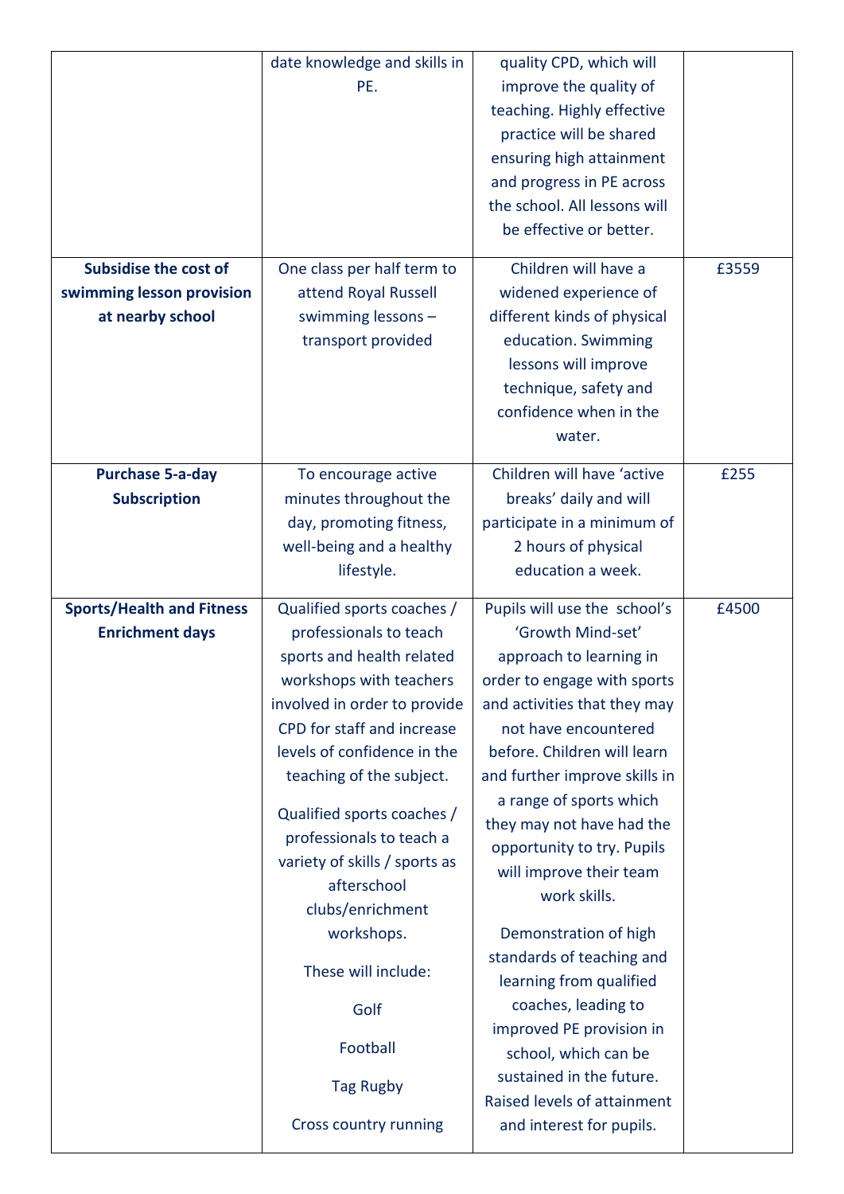| | | | |
|---|---|---|---|
| | date knowledge and skills in PE. | quality CPD, which will improve the quality of teaching. Highly effective practice will be shared ensuring high attainment and progress in PE across the school. All lessons will be effective or better. | |
| **Subsidise the cost of swimming lesson provision at nearby school** | One class per half term to attend Royal Russell swimming lessons – transport provided | Children will have a widened experience of different kinds of physical education. Swimming lessons will improve technique, safety and confidence when in the water. | £3559 |
| **Purchase 5-a-day Subscription** | To encourage active minutes throughout the day, promoting fitness, well-being and a healthy lifestyle. | Children will have 'active breaks' daily and will participate in a minimum of 2 hours of physical education a week. | £255 |
| **Sports/Health and Fitness Enrichment days** | Qualified sports coaches / professionals to teach sports and health related workshops with teachers involved in order to provide CPD for staff and increase levels of confidence in the teaching of the subject.<br><br>Qualified sports coaches / professionals to teach a variety of skills / sports as afterschool clubs/enrichment workshops.<br><br>These will include:<br><br>Golf<br><br>Football<br><br>Tag Rugby<br><br>Cross country running | Pupils will use the school's 'Growth Mind-set' approach to learning in order to engage with sports and activities that they may not have encountered before. Children will learn and further improve skills in a range of sports which they may not have had the opportunity to try. Pupils will improve their team work skills.<br><br>Demonstration of high standards of teaching and learning from qualified coaches, leading to improved PE provision in school, which can be sustained in the future. Raised levels of attainment and interest for pupils. | £4500 |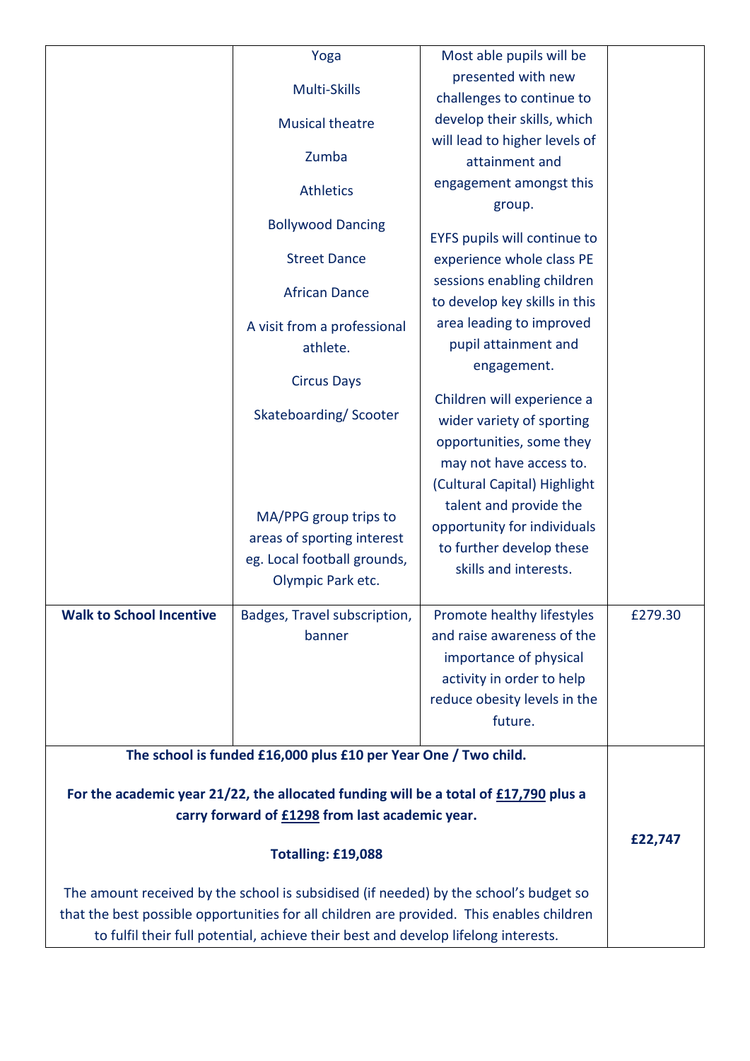| | | | |
|---|---|---|---|
| | Yoga<br><br>Multi-Skills<br><br>Musical theatre<br><br>Zumba<br><br>Athletics<br><br>Bollywood Dancing<br><br>Street Dance<br><br>African Dance<br><br>A visit from a professional athlete.<br><br>Circus Days<br><br>Skateboarding/ Scooter<br><br>MA/PPG group trips to areas of sporting interest eg. Local football grounds, Olympic Park etc. | Most able pupils will be presented with new challenges to continue to develop their skills, which will lead to higher levels of attainment and engagement amongst this group.<br><br>EYFS pupils will continue to experience whole class PE sessions enabling children to develop key skills in this area leading to improved pupil attainment and engagement.<br><br>Children will experience a wider variety of sporting opportunities, some they may not have access to. (Cultural Capital) Highlight talent and provide the opportunity for individuals to further develop these skills and interests. | |
| **Walk to School Incentive** | Badges, Travel subscription, banner | Promote healthy lifestyles and raise awareness of the importance of physical activity in order to help reduce obesity levels in the future. | £279.30 |
| **The school is funded £16,000 plus £10 per Year One / Two child.**<br><br>**For the academic year 21/22, the allocated funding will be a total of £17,790 plus a carry forward of £1298 from last academic year.**<br><br>**Totalling: £19,088**<br><br>The amount received by the school is subsidised (if needed) by the school's budget so that the best possible opportunities for all children are provided. This enables children to fulfil their full potential, achieve their best and develop lifelong interests. | | | **£22,747** |